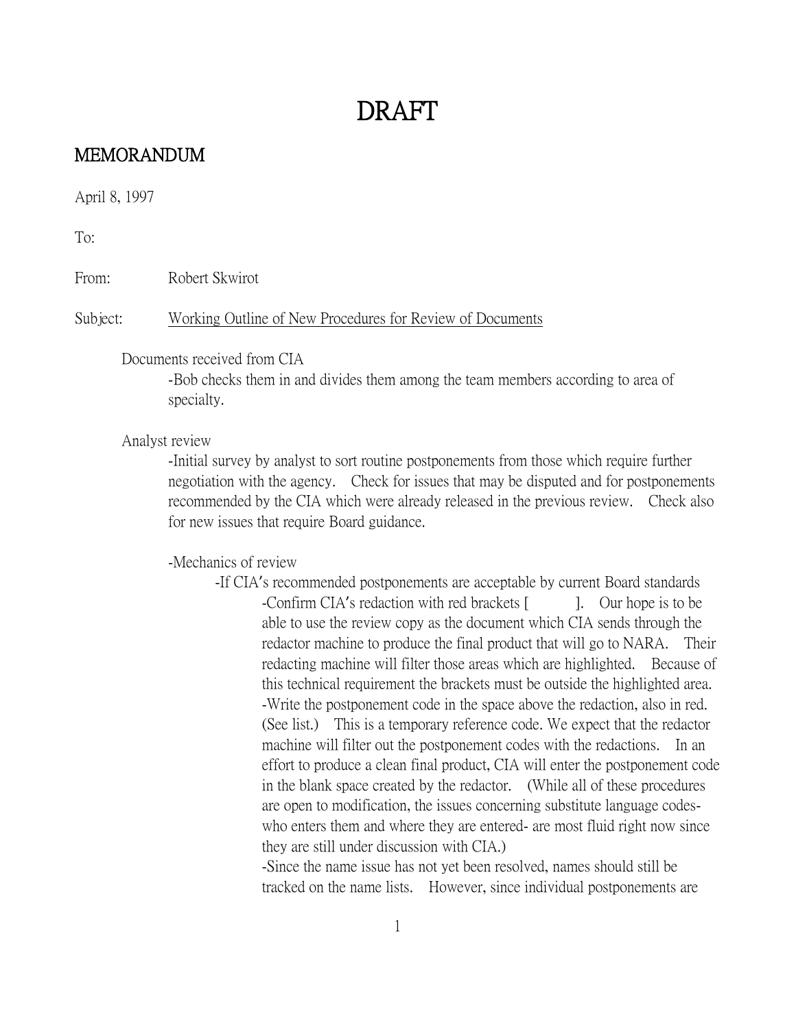# DRAFT

## MEMORANDUM

April 8, 1997

To:

From: Robert Skwirot

Subject: <u>Working Outline of New Procedures for Review of Documents</u>

Documents received from CIA

- -Bob checks them in and divides them among the team members according to area of specialty.

Analyst review

- -Initial survey by analyst to sort routine postponements from those which require further negotiation with the agency. Check for issues that may be disputed and for postponements recommended by the CIA which were already released in the previous review. Check also for new issues that require Board guidance.

- -Mechanics of review
  - -If CIA's recommended postponements are acceptable by current Board standards
    - -Confirm CIA's redaction with red brackets [ ]. Our hope is to be able to use the review copy as the document which CIA sends through the redactor machine to produce the final product that will go to NARA. Their redacting machine will filter those areas which are highlighted. Because of this technical requirement the brackets must be outside the highlighted area.
    - -Write the postponement code in the space above the redaction, also in red. (See list.) This is a temporary reference code. We expect that the redactor machine will filter out the postponement codes with the redactions. In an effort to produce a clean final product, CIA will enter the postponement code in the blank space created by the redactor. (While all of these procedures are open to modification, the issues concerning substitute language codes- who enters them and where they are entered- are most fluid right now since they are still under discussion with CIA.)
    - -Since the name issue has not yet been resolved, names should still be tracked on the name lists. However, since individual postponements are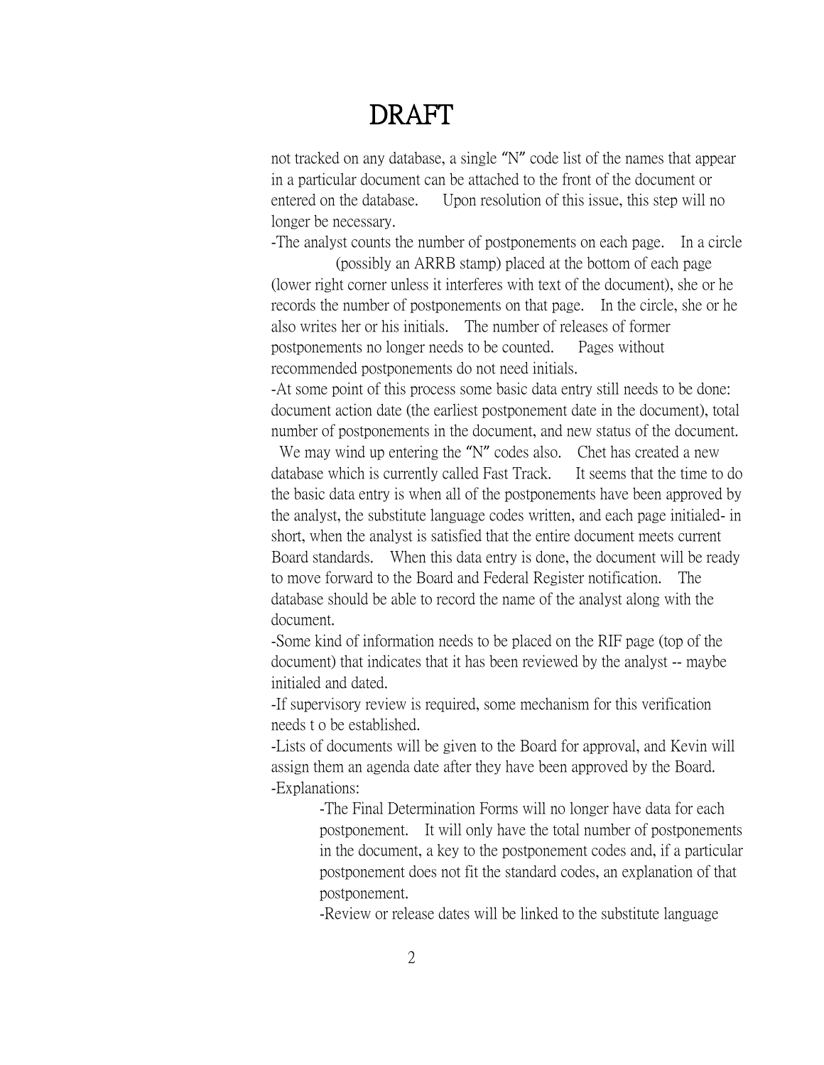# DRAFT

not tracked on any database, a single "N" code list of the names that appear in a particular document can be attached to the front of the document or entered on the database. Upon resolution of this issue, this step will no longer be necessary.

-The analyst counts the number of postponements on each page. In a circle (possibly an ARRB stamp) placed at the bottom of each page (lower right corner unless it interferes with text of the document), she or he records the number of postponements on that page. In the circle, she or he also writes her or his initials. The number of releases of former postponements no longer needs to be counted. Pages without recommended postponements do not need initials.

-At some point of this process some basic data entry still needs to be done: document action date (the earliest postponement date in the document), total number of postponements in the document, and new status of the document. We may wind up entering the "N" codes also. Chet has created a new database which is currently called Fast Track. It seems that the time to do the basic data entry is when all of the postponements have been approved by the analyst, the substitute language codes written, and each page initialed- in short, when the analyst is satisfied that the entire document meets current Board standards. When this data entry is done, the document will be ready to move forward to the Board and Federal Register notification. The database should be able to record the name of the analyst along with the document.

-Some kind of information needs to be placed on the RIF page (top of the document) that indicates that it has been reviewed by the analyst -- maybe initialed and dated.

-If supervisory review is required, some mechanism for this verification needs t o be established.

-Lists of documents will be given to the Board for approval, and Kevin will assign them an agenda date after they have been approved by the Board.

-Explanations:

- -The Final Determination Forms will no longer have data for each postponement. It will only have the total number of postponements in the document, a key to the postponement codes and, if a particular postponement does not fit the standard codes, an explanation of that postponement.
- -Review or release dates will be linked to the substitute language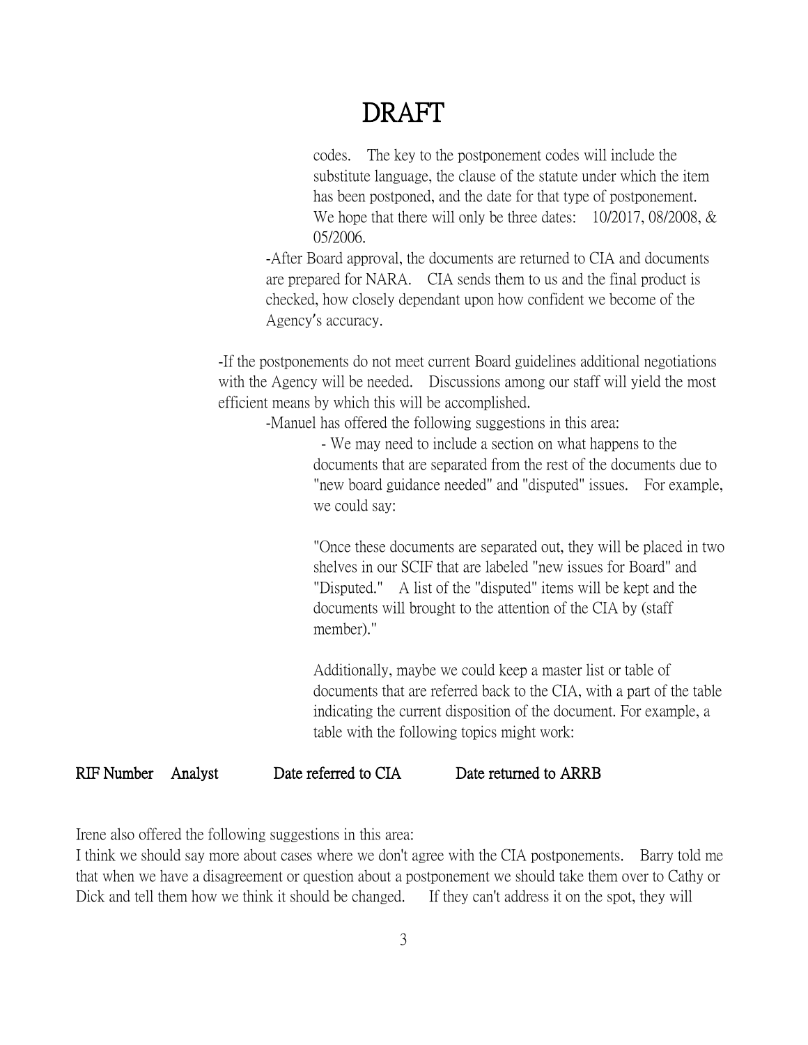# DRAFT

codes. The key to the postponement codes will include the substitute language, the clause of the statute under which the item has been postponed, and the date for that type of postponement. We hope that there will only be three dates: 10/2017, 08/2008, & 05/2006.

-After Board approval, the documents are returned to CIA and documents are prepared for NARA. CIA sends them to us and the final product is checked, how closely dependant upon how confident we become of the Agency's accuracy.

-If the postponements do not meet current Board guidelines additional negotiations with the Agency will be needed. Discussions among our staff will yield the most efficient means by which this will be accomplished.

-Manuel has offered the following suggestions in this area:

- We may need to include a section on what happens to the documents that are separated from the rest of the documents due to "new board guidance needed" and "disputed" issues. For example, we could say:

"Once these documents are separated out, they will be placed in two shelves in our SCIF that are labeled "new issues for Board" and "Disputed." A list of the "disputed" items will be kept and the documents will brought to the attention of the CIA by (staff member)."

Additionally, maybe we could keep a master list or table of documents that are referred back to the CIA, with a part of the table indicating the current disposition of the document. For example, a table with the following topics might work:

| RIF Number | Analyst | Date referred to CIA | Date returned to ARRB |
|---|---|---|---|

Irene also offered the following suggestions in this area:

I think we should say more about cases where we don't agree with the CIA postponements. Barry told me that when we have a disagreement or question about a postponement we should take them over to Cathy or Dick and tell them how we think it should be changed. If they can't address it on the spot, they will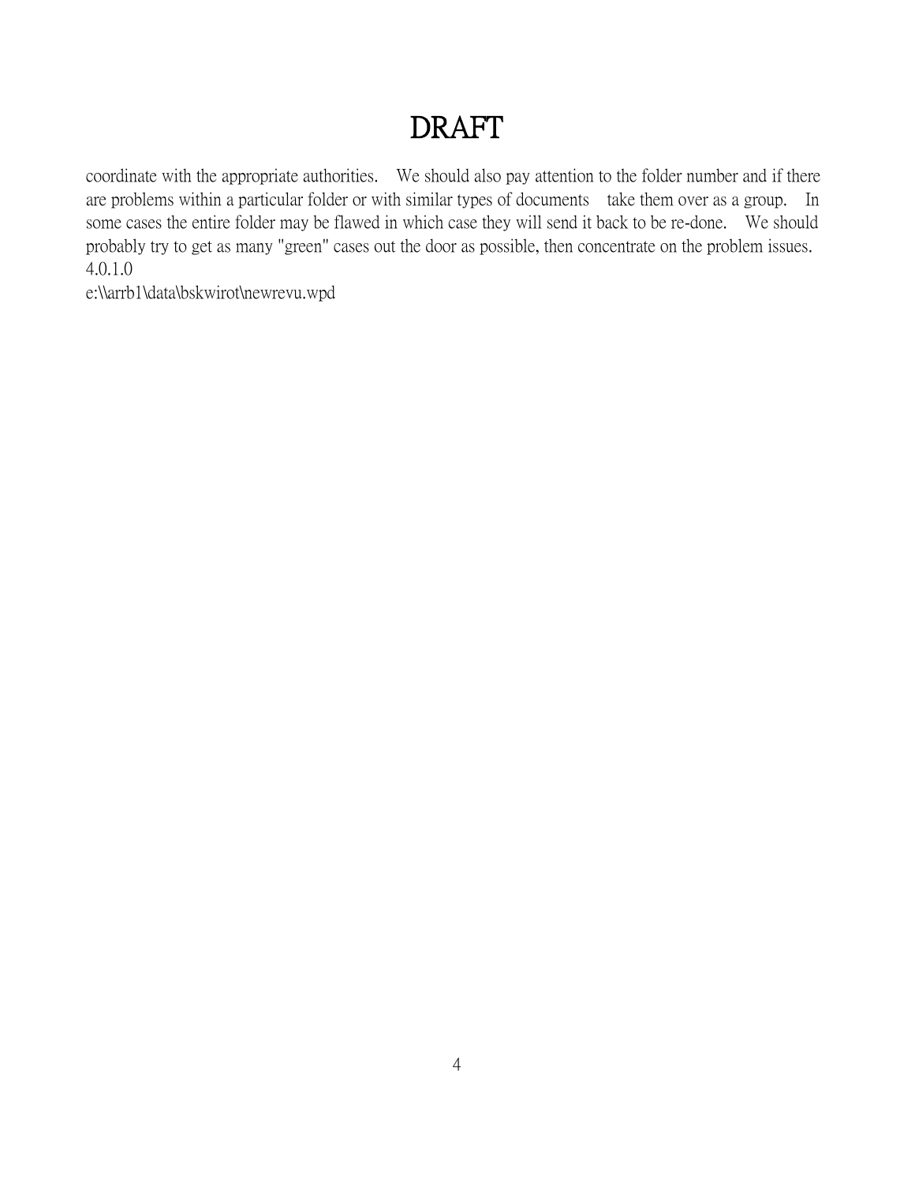# DRAFT

coordinate with the appropriate authorities. We should also pay attention to the folder number and if there are problems within a particular folder or with similar types of documents take them over as a group. In some cases the entire folder may be flawed in which case they will send it back to be re-done. We should probably try to get as many "green" cases out the door as possible, then concentrate on the problem issues.

4.0.1.0

e:\\arrb1\data\bskwirot\newrevu.wpd